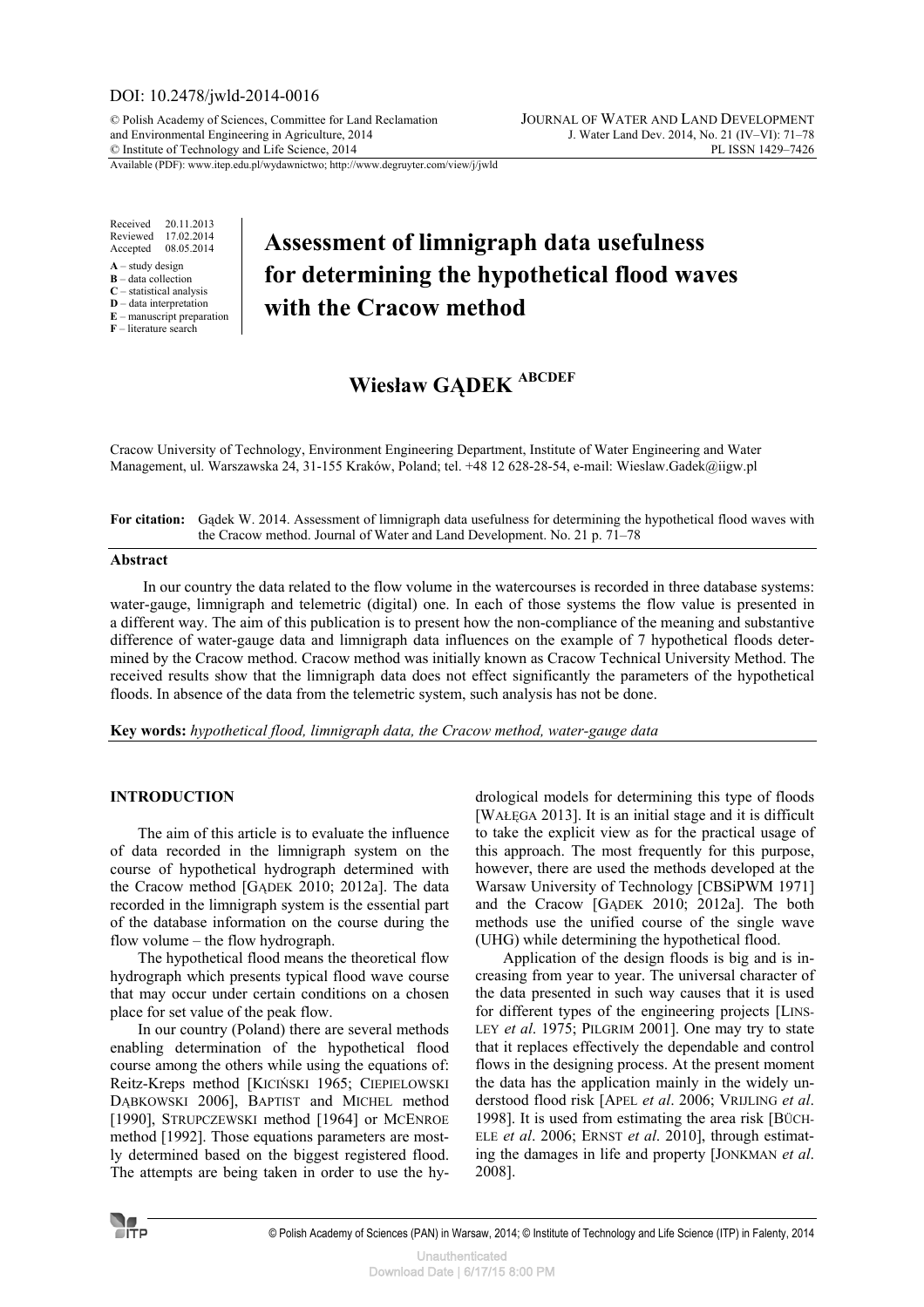DOI: 10.2478/jwld-2014-0016

© Polish Academy of Sciences, Committee for Land Reclamation and Environmental Engineering in Agriculture, 2014
© Institute of Technology and Life Science, 2014

JOURNAL OF WATER AND LAND DEVELOPMENT
J. Water Land Dev. 2014, No. 21 (IV–VI): 71–78
PL ISSN 1429–7426

Available (PDF): www.itep.edu.pl/wydawnictwo; http://www.degruyter.com/view/j/jwld

Received 20.11.2013
Reviewed 17.02.2014
Accepted 08.05.2014

**A** – study design
**B** – data collection
**C** – statistical analysis
**D** – data interpretation
**E** – manuscript preparation
**F** – literature search

# Assessment of limnigraph data usefulness for determining the hypothetical flood waves with the Cracow method

**Wiesław GĄDEK** ABCDEF

Cracow University of Technology, Environment Engineering Department, Institute of Water Engineering and Water Management, ul. Warszawska 24, 31-155 Kraków, Poland; tel. +48 12 628-28-54, e-mail: Wieslaw.Gadek@iigw.pl

**For citation:** Gądek W. 2014. Assessment of limnigraph data usefulness for determining the hypothetical flood waves with the Cracow method. Journal of Water and Land Development. No. 21 p. 71–78

## Abstract

In our country the data related to the flow volume in the watercourses is recorded in three database systems: water-gauge, limnigraph and telemetric (digital) one. In each of those systems the flow value is presented in a different way. The aim of this publication is to present how the non-compliance of the meaning and substantive difference of water-gauge data and limnigraph data influences on the example of 7 hypothetical floods determined by the Cracow method. Cracow method was initially known as Cracow Technical University Method. The received results show that the limnigraph data does not effect significantly the parameters of the hypothetical floods. In absence of the data from the telemetric system, such analysis has not be done.

**Key words:** *hypothetical flood, limnigraph data, the Cracow method, water-gauge data*

## INTRODUCTION

The aim of this article is to evaluate the influence of data recorded in the limnigraph system on the course of hypothetical hydrograph determined with the Cracow method [GĄDEK 2010; 2012a]. The data recorded in the limnigraph system is the essential part of the database information on the course during the flow volume – the flow hydrograph.

The hypothetical flood means the theoretical flow hydrograph which presents typical flood wave course that may occur under certain conditions on a chosen place for set value of the peak flow.

In our country (Poland) there are several methods enabling determination of the hypothetical flood course among the others while using the equations of: Reitz-Kreps method [KICIŃSKI 1965; CIEPIELOWSKI DĄBKOWSKI 2006], BAPTIST and MICHEL method [1990], STRUPCZEWSKI method [1964] or MCENROE method [1992]. Those equations parameters are mostly determined based on the biggest registered flood. The attempts are being taken in order to use the hydrological models for determining this type of floods [WAŁĘGA 2013]. It is an initial stage and it is difficult to take the explicit view as for the practical usage of this approach. The most frequently for this purpose, however, there are used the methods developed at the Warsaw University of Technology [CBSiPWM 1971] and the Cracow [GĄDEK 2010; 2012a]. The both methods use the unified course of the single wave (UHG) while determining the hypothetical flood.

Application of the design floods is big and is increasing from year to year. The universal character of the data presented in such way causes that it is used for different types of the engineering projects [LINSLEY *et al*. 1975; PILGRIM 2001]. One may try to state that it replaces effectively the dependable and control flows in the designing process. At the present moment the data has the application mainly in the widely understood flood risk [APEL *et al*. 2006; VRIJLING *et al*. 1998]. It is used from estimating the area risk [BÜCHELE *et al*. 2006; ERNST *et al*. 2010], through estimating the damages in life and property [JONKMAN *et al*. 2008].

© Polish Academy of Sciences (PAN) in Warsaw, 2014; © Institute of Technology and Life Science (ITP) in Falenty, 2014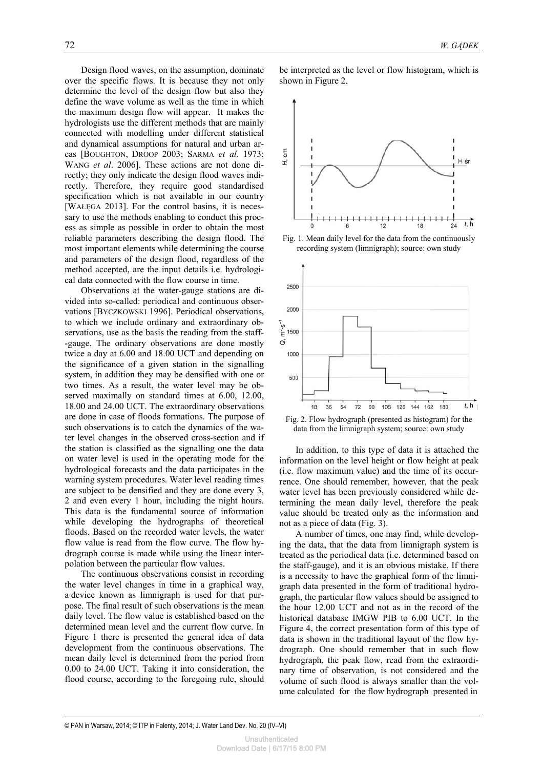Design flood waves, on the assumption, dominate over the specific flows. It is because they not only determine the level of the design flow but also they define the wave volume as well as the time in which the maximum design flow will appear. It makes the hydrologists use the different methods that are mainly connected with modelling under different statistical and dynamical assumptions for natural and urban areas [BOUGHTON, DROOP 2003; SARMA *et al.* 1973; WANG *et al*. 2006]. These actions are not done directly; they only indicate the design flood waves indirectly. Therefore, they require good standardised specification which is not available in our country [WAŁĘGA 2013]. For the control basins, it is necessary to use the methods enabling to conduct this process as simple as possible in order to obtain the most reliable parameters describing the design flood. The most important elements while determining the course and parameters of the design flood, regardless of the method accepted, are the input details i.e. hydrological data connected with the flow course in time.

Observations at the water-gauge stations are divided into so-called: periodical and continuous observations [BYCZKOWSKI 1996]. Periodical observations, to which we include ordinary and extraordinary observations, use as the basis the reading from the staff-gauge. The ordinary observations are done mostly twice a day at 6.00 and 18.00 UCT and depending on the significance of a given station in the signalling system, in addition they may be densified with one or two times. As a result, the water level may be observed maximally on standard times at 6.00, 12.00, 18.00 and 24.00 UCT. The extraordinary observations are done in case of floods formations. The purpose of such observations is to catch the dynamics of the water level changes in the observed cross-section and if the station is classified as the signalling one the data on water level is used in the operating mode for the hydrological forecasts and the data participates in the warning system procedures. Water level reading times are subject to be densified and they are done every 3, 2 and even every 1 hour, including the night hours. This data is the fundamental source of information while developing the hydrographs of theoretical floods. Based on the recorded water levels, the water flow value is read from the flow curve. The flow hydrograph course is made while using the linear interpolation between the particular flow values.

The continuous observations consist in recording the water level changes in time in a graphical way, a device known as limnigraph is used for that purpose. The final result of such observations is the mean daily level. The flow value is established based on the determined mean level and the current flow curve. In Figure 1 there is presented the general idea of data development from the continuous observations. The mean daily level is determined from the period from 0.00 to 24.00 UCT. Taking it into consideration, the flood course, according to the foregoing rule, should be interpreted as the level or flow histogram, which is shown in Figure 2.

Fig. 1. Mean daily level for the data from the continuously recording system (limnigraph); source: own study

Fig. 2. Flow hydrograph (presented as histogram) for the data from the limnigraph system; source: own study

In addition, to this type of data it is attached the information on the level height or flow height at peak (i.e. flow maximum value) and the time of its occurrence. One should remember, however, that the peak water level has been previously considered while determining the mean daily level, therefore the peak value should be treated only as the information and not as a piece of data (Fig. 3).

A number of times, one may find, while developing the data, that the data from limnigraph system is treated as the periodical data (i.e. determined based on the staff-gauge), and it is an obvious mistake. If there is a necessity to have the graphical form of the limnigraph data presented in the form of traditional hydrograph, the particular flow values should be assigned to the hour 12.00 UCT and not as in the record of the historical database IMGW PIB to 6.00 UCT. In the Figure 4, the correct presentation form of this type of data is shown in the traditional layout of the flow hydrograph. One should remember that in such flow hydrograph, the peak flow, read from the extraordinary time of observation, is not considered and the volume of such flood is always smaller than the volume calculated for the flow hydrograph presented in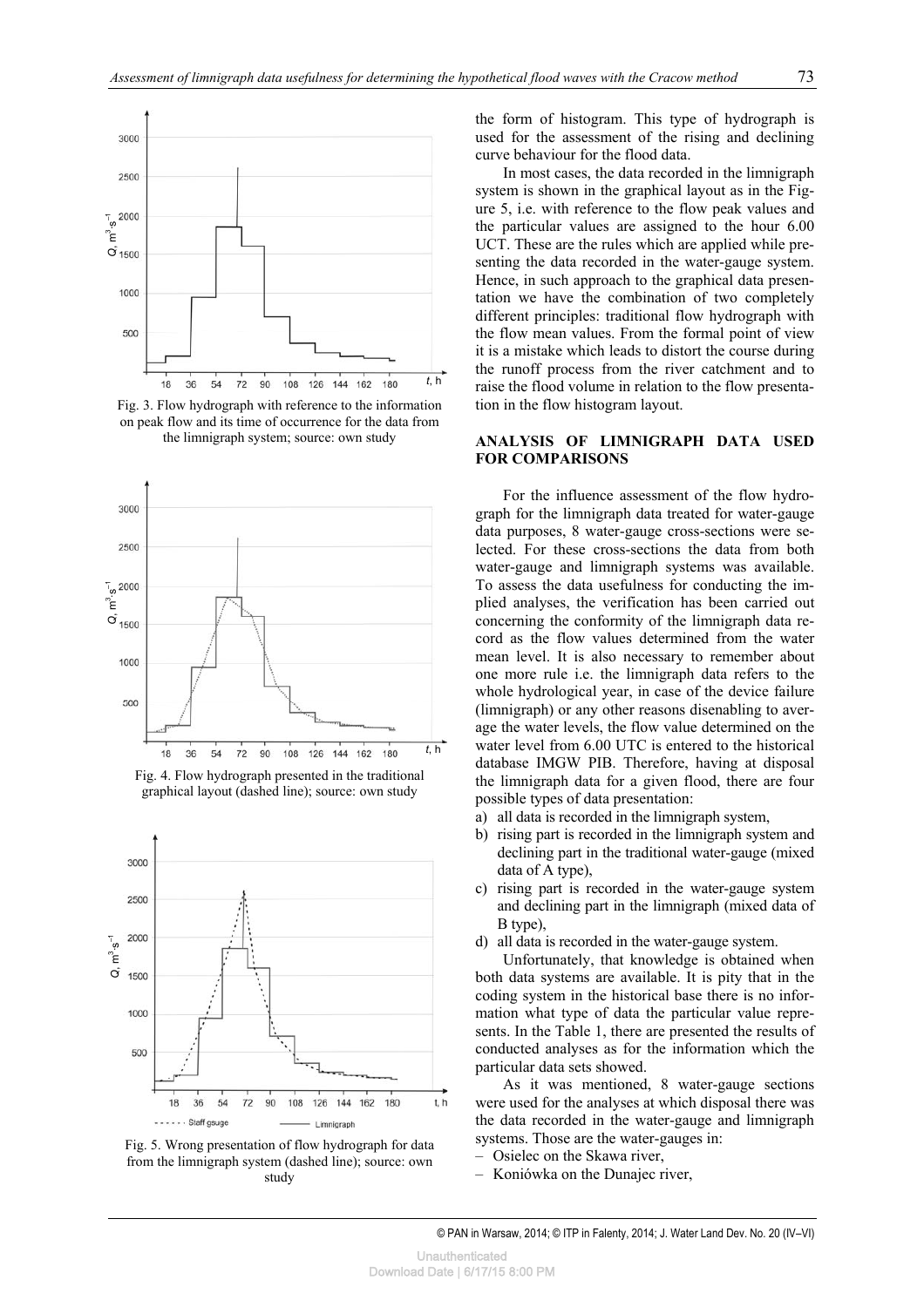Fig. 3. Flow hydrograph with reference to the information on peak flow and its time of occurrence for the data from the limnigraph system; source: own study

Fig. 4. Flow hydrograph presented in the traditional graphical layout (dashed line); source: own study

Fig. 5. Wrong presentation of flow hydrograph for data from the limnigraph system (dashed line); source: own study

the form of histogram. This type of hydrograph is used for the assessment of the rising and declining curve behaviour for the flood data.

In most cases, the data recorded in the limnigraph system is shown in the graphical layout as in the Figure 5, i.e. with reference to the flow peak values and the particular values are assigned to the hour 6.00 UCT. These are the rules which are applied while presenting the data recorded in the water-gauge system. Hence, in such approach to the graphical data presentation we have the combination of two completely different principles: traditional flow hydrograph with the flow mean values. From the formal point of view it is a mistake which leads to distort the course during the runoff process from the river catchment and to raise the flood volume in relation to the flow presentation in the flow histogram layout.

## ANALYSIS OF LIMNIGRAPH DATA USED FOR COMPARISONS

For the influence assessment of the flow hydrograph for the limnigraph data treated for water-gauge data purposes, 8 water-gauge cross-sections were selected. For these cross-sections the data from both water-gauge and limnigraph systems was available. To assess the data usefulness for conducting the implied analyses, the verification has been carried out concerning the conformity of the limnigraph data record as the flow values determined from the water mean level. It is also necessary to remember about one more rule i.e. the limnigraph data refers to the whole hydrological year, in case of the device failure (limnigraph) or any other reasons disenabling to average the water levels, the flow value determined on the water level from 6.00 UTC is entered to the historical database IMGW PIB. Therefore, having at disposal the limnigraph data for a given flood, there are four possible types of data presentation:

a) all data is recorded in the limnigraph system,
b) rising part is recorded in the limnigraph system and declining part in the traditional water-gauge (mixed data of A type),
c) rising part is recorded in the water-gauge system and declining part in the limnigraph (mixed data of B type),
d) all data is recorded in the water-gauge system.

Unfortunately, that knowledge is obtained when both data systems are available. It is pity that in the coding system in the historical base there is no information what type of data the particular value represents. In the Table 1, there are presented the results of conducted analyses as for the information which the particular data sets showed.

As it was mentioned, 8 water-gauge sections were used for the analyses at which disposal there was the data recorded in the water-gauge and limnigraph systems. Those are the water-gauges in:

– Osielec on the Skawa river,
– Koniówka on the Dunajec river,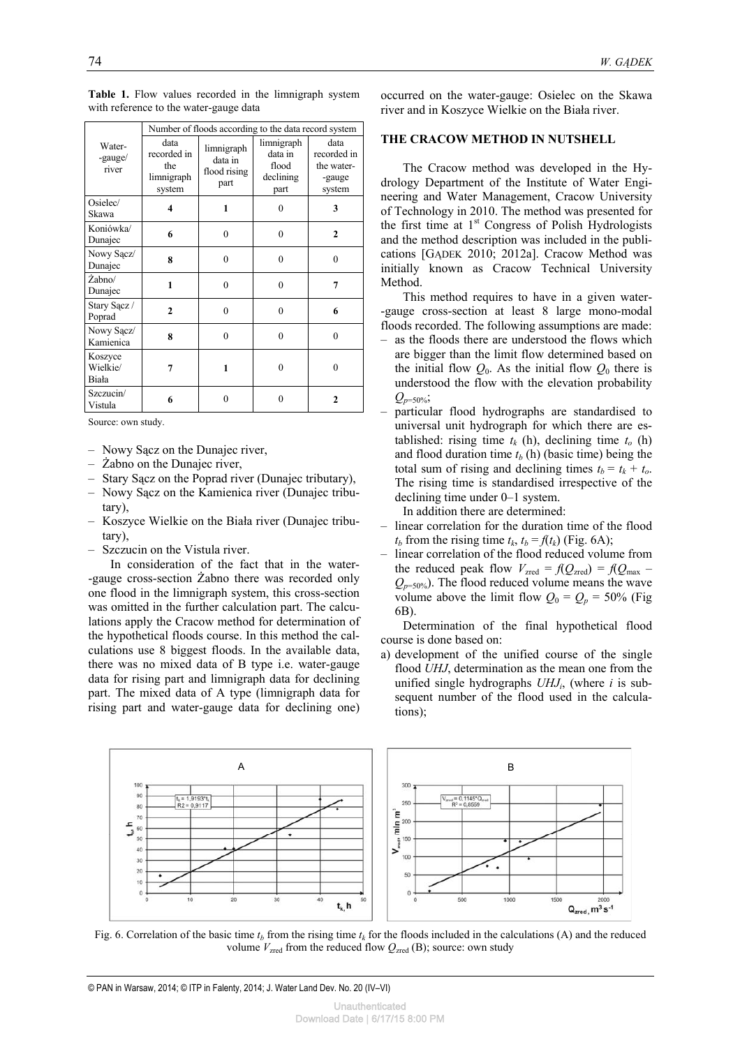**Table 1.** Flow values recorded in the limnigraph system with reference to the water-gauge data

| Water--gauge/ river | Number of floods according to the data record system | | | |
|---|---|---|---|---|
| | data recorded in the limnigraph system | limnigraph data in flood rising part | limnigraph data in flood declining part | data recorded in the water--gauge system |
| Osielec/ Skawa | **4** | **1** | 0 | **3** |
| Koniówka/ Dunajec | **6** | 0 | 0 | **2** |
| Nowy Sącz/ Dunajec | **8** | 0 | 0 | 0 |
| Żabno/ Dunajec | **1** | 0 | 0 | **7** |
| Stary Sącz / Poprad | **2** | 0 | 0 | **6** |
| Nowy Sącz/ Kamienica | **8** | 0 | 0 | 0 |
| Koszyce Wielkie/ Biała | **7** | **1** | 0 | 0 |
| Szczucin/ Vistula | **6** | 0 | 0 | **2** |

Source: own study.

- Nowy Sącz on the Dunajec river,
- Żabno on the Dunajec river,
- Stary Sącz on the Poprad river (Dunajec tributary),
- Nowy Sącz on the Kamienica river (Dunajec tributary),
- Koszyce Wielkie on the Biała river (Dunajec tributary),
- Szczucin on the Vistula river.

In consideration of the fact that in the water--gauge cross-section Żabno there was recorded only one flood in the limnigraph system, this cross-section was omitted in the further calculation part. The calculations apply the Cracow method for determination of the hypothetical floods course. In this method the calculations use 8 biggest floods. In the available data, there was no mixed data of B type i.e. water-gauge data for rising part and limnigraph data for declining part. The mixed data of A type (limnigraph data for rising part and water-gauge data for declining one) occurred on the water-gauge: Osielec on the Skawa river and in Koszyce Wielkie on the Biała river.

## THE CRACOW METHOD IN NUTSHELL

The Cracow method was developed in the Hydrology Department of the Institute of Water Engineering and Water Management, Cracow University of Technology in 2010. The method was presented for the first time at 1st Congress of Polish Hydrologists and the method description was included in the publications [GĄDEK 2010; 2012a]. Cracow Method was initially known as Cracow Technical University Method.

This method requires to have in a given water--gauge cross-section at least 8 large mono-modal floods recorded. The following assumptions are made:

- as the floods there are understood the flows which are bigger than the limit flow determined based on the initial flow $Q_0$. As the initial flow $Q_0$ there is understood the flow with the elevation probability $Q_{p=50\%}$;
- particular flood hydrographs are standardised to universal unit hydrograph for which there are established: rising time $t_k$ (h), declining time $t_o$ (h) and flood duration time $t_b$ (h) (basic time) being the total sum of rising and declining times $t_b = t_k + t_o$. The rising time is standardised irrespective of the declining time under 0–1 system.

In addition there are determined:

- linear correlation for the duration time of the flood $t_b$ from the rising time $t_k$, $t_b = f(t_k)$ (Fig. 6A);
- linear correlation of the flood reduced volume from the reduced peak flow $V_{zred} = f(Q_{zred}) = f(Q_{max} - Q_{p=50\%})$. The flood reduced volume means the wave volume above the limit flow $Q_0 = Q_p = 50\%$ (Fig 6B).

Determination of the final hypothetical flood course is done based on:

a) development of the unified course of the single flood *UHJ*, determination as the mean one from the unified single hydrographs $UHJ_i$, (where $i$ is subsequent number of the flood used in the calculations);

Fig. 6. Correlation of the basic time $t_b$ from the rising time $t_k$ for the floods included in the calculations (A) and the reduced volume $V_{zred}$ from the reduced flow $Q_{zred}$ (B); source: own study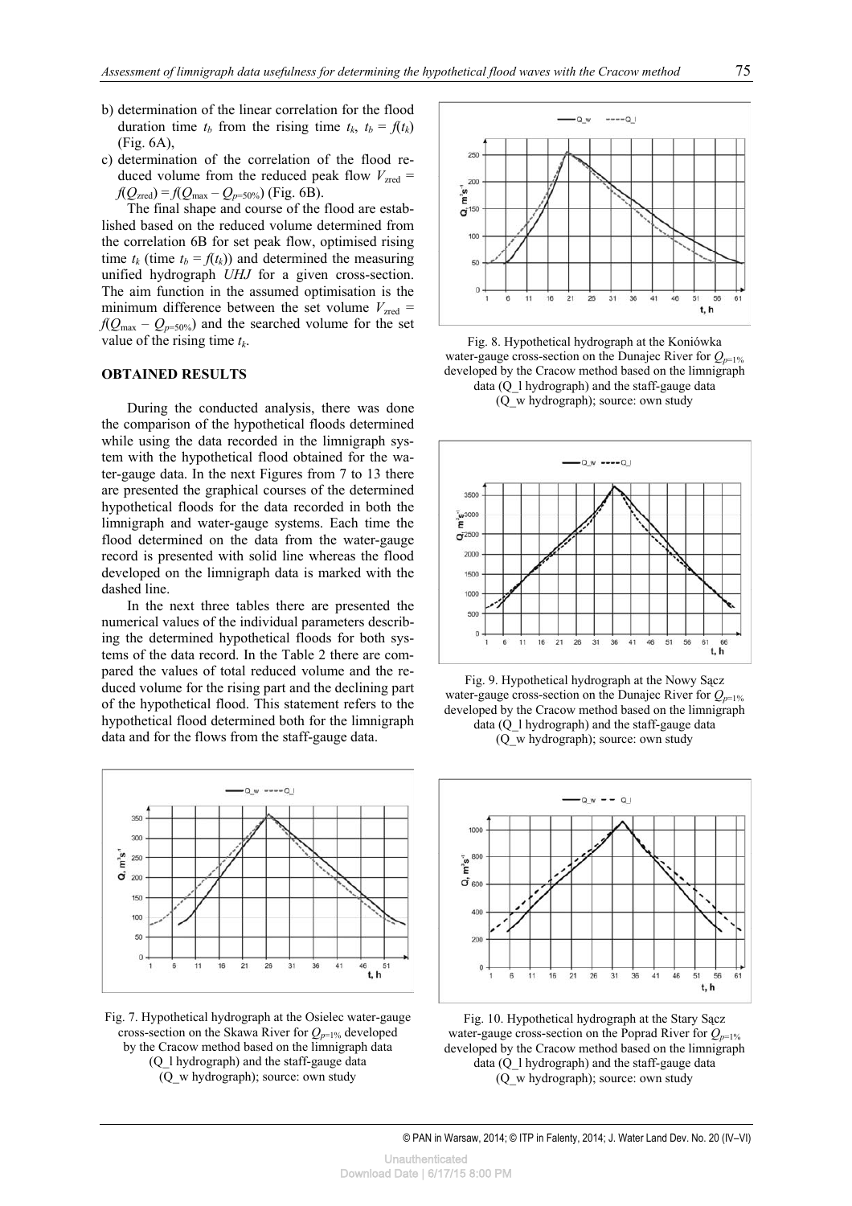b) determination of the linear correlation for the flood duration time $t_b$ from the rising time $t_k$, $t_b = f(t_k)$ (Fig. 6A),

c) determination of the correlation of the flood reduced volume from the reduced peak flow $V_{zred} = f(Q_{zred}) = f(Q_{max} - Q_{p=50\%})$ (Fig. 6B).

The final shape and course of the flood are established based on the reduced volume determined from the correlation 6B for set peak flow, optimised rising time $t_k$ (time $t_b = f(t_k)$) and determined the measuring unified hydrograph *UHJ* for a given cross-section. The aim function in the assumed optimisation is the minimum difference between the set volume $V_{zred} = f(Q_{max} - Q_{p=50\%})$ and the searched volume for the set value of the rising time $t_k$.

## OBTAINED RESULTS

During the conducted analysis, there was done the comparison of the hypothetical floods determined while using the data recorded in the limnigraph system with the hypothetical flood obtained for the water-gauge data. In the next Figures from 7 to 13 there are presented the graphical courses of the determined hypothetical floods for the data recorded in both the limnigraph and water-gauge systems. Each time the flood determined on the data from the water-gauge record is presented with solid line whereas the flood developed on the limnigraph data is marked with the dashed line.

In the next three tables there are presented the numerical values of the individual parameters describing the determined hypothetical floods for both systems of the data record. In the Table 2 there are compared the values of total reduced volume and the reduced volume for the rising part and the declining part of the hypothetical flood. This statement refers to the hypothetical flood determined both for the limnigraph data and for the flows from the staff-gauge data.

Fig. 7. Hypothetical hydrograph at the Osielec water-gauge cross-section on the Skawa River for $Q_{p=1\%}$ developed by the Cracow method based on the limnigraph data (Q_l hydrograph) and the staff-gauge data (Q_w hydrograph); source: own study

Fig. 8. Hypothetical hydrograph at the Koniówka water-gauge cross-section on the Dunajec River for $Q_{p=1\%}$ developed by the Cracow method based on the limnigraph data (Q_l hydrograph) and the staff-gauge data (Q_w hydrograph); source: own study

Fig. 9. Hypothetical hydrograph at the Nowy Sącz water-gauge cross-section on the Dunajec River for $Q_{p=1\%}$ developed by the Cracow method based on the limnigraph data (Q_l hydrograph) and the staff-gauge data (Q_w hydrograph); source: own study

Fig. 10. Hypothetical hydrograph at the Stary Sącz water-gauge cross-section on the Poprad River for $Q_{p=1\%}$ developed by the Cracow method based on the limnigraph data (Q_l hydrograph) and the staff-gauge data (Q_w hydrograph); source: own study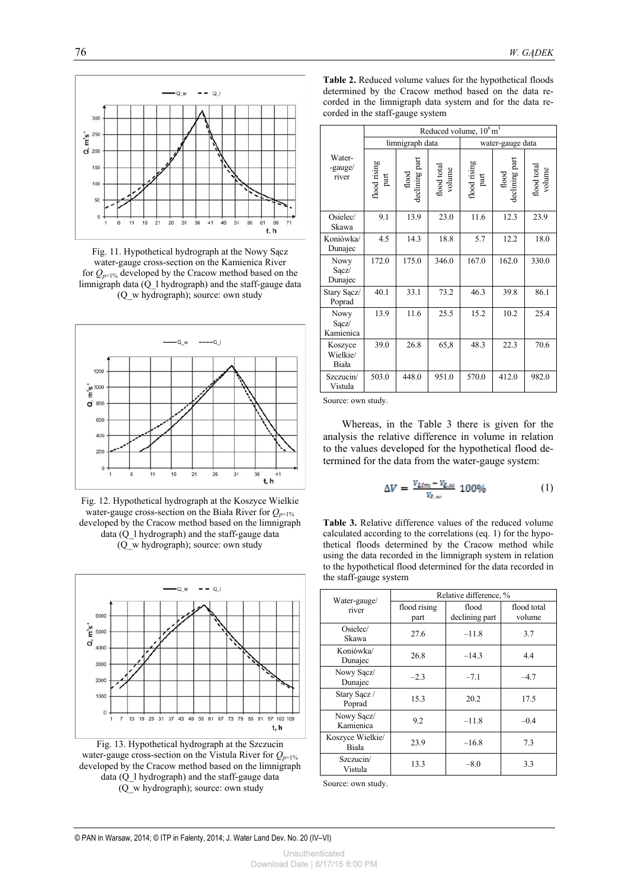Fig. 11. Hypothetical hydrograph at the Nowy Sącz water-gauge cross-section on the Kamienica River for $Q_{p=1\%}$ developed by the Cracow method based on the limnigraph data (Q_l hydrograph) and the staff-gauge data (Q_w hydrograph); source: own study

Fig. 12. Hypothetical hydrograph at the Koszyce Wielkie water-gauge cross-section on the Biała River for $Q_{p=1\%}$ developed by the Cracow method based on the limnigraph data (Q_l hydrograph) and the staff-gauge data (Q_w hydrograph); source: own study

Fig. 13. Hypothetical hydrograph at the Szczucin water-gauge cross-section on the Vistula River for $Q_{p=1\%}$ developed by the Cracow method based on the limnigraph data (Q_l hydrograph) and the staff-gauge data (Q_w hydrograph); source: own study

**Table 2.** Reduced volume values for the hypothetical floods determined by the Cracow method based on the data recorded in the limnigraph data system and for the data recorded in the staff-gauge system

| Water-gauge/river | Reduced volume, $10^6$ m$^3$ | | | | | |
|---|---|---|---|---|---|---|
| | limnigraph data | | | water-gauge data | | |
| | flood rising part | flood declining part | flood total volume | flood rising part | flood declining part | flood total volume |
| Osielec/Skawa | 9.1 | 13.9 | 23.0 | 11.6 | 12.3 | 23.9 |
| Koniówka/Dunajec | 4.5 | 14.3 | 18.8 | 5.7 | 12.2 | 18.0 |
| Nowy Sącz/Dunajec | 172.0 | 175.0 | 346.0 | 167.0 | 162.0 | 330.0 |
| Stary Sącz/Poprad | 40.1 | 33.1 | 73.2 | 46.3 | 39.8 | 86.1 |
| Nowy Sącz/Kamienica | 13.9 | 11.6 | 25.5 | 15.2 | 10.2 | 25.4 |
| Koszyce Wielkie/Biała | 39.0 | 26.8 | 65,8 | 48.3 | 22.3 | 70.6 |
| Szczucin/Vistula | 503.0 | 448.0 | 951.0 | 570.0 | 412.0 | 982.0 |

Source: own study.

Whereas, in the Table 3 there is given for the analysis the relative difference in volume in relation to the values developed for the hypothetical flood determined for the data from the water-gauge system:

$$\Delta V = \frac{V_{Llm} - V_{L\_w}}{V_{L\_w}} 100\% \tag{1}$$

**Table 3.** Relative difference values of the reduced volume calculated according to the correlations (eq. 1) for the hypothetical floods determined by the Cracow method while using the data recorded in the limnigraph system in relation to the hypothetical flood determined for the data recorded in the staff-gauge system

| Water-gauge/river | Relative difference, % | | |
|---|---|---|---|
| | flood rising part | flood declining part | flood total volume |
| Osielec/Skawa | 27.6 | –11.8 | 3.7 |
| Koniówka/Dunajec | 26.8 | –14.3 | 4.4 |
| Nowy Sącz/Dunajec | –2.3 | –7.1 | –4.7 |
| Stary Sącz/Poprad | 15.3 | 20.2 | 17.5 |
| Nowy Sącz/Kamienica | 9.2 | –11.8 | –0.4 |
| Koszyce Wielkie/Biała | 23.9 | –16.8 | 7.3 |
| Szczucin/Vistula | 13.3 | –8.0 | 3.3 |

Source: own study.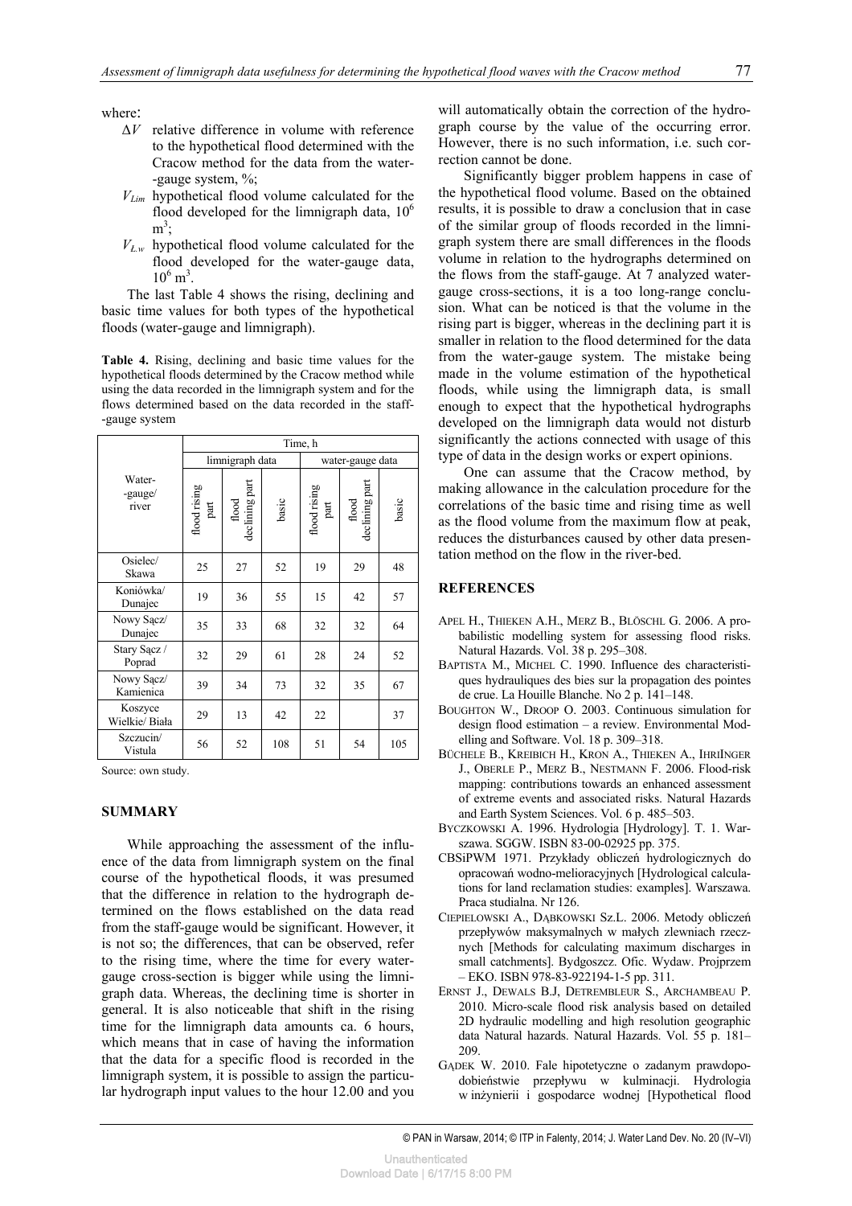where:

- $\Delta V$ relative difference in volume with reference to the hypothetical flood determined with the Cracow method for the data from the water-gauge system, %;
- $V_{Lim}$ hypothetical flood volume calculated for the flood developed for the limnigraph data, $10^6$ $m^3$;
- $V_{Ł.w}$ hypothetical flood volume calculated for the flood developed for the water-gauge data, $10^6$ $m^3$.

The last Table 4 shows the rising, declining and basic time values for both types of the hypothetical floods (water-gauge and limnigraph).

**Table 4.** Rising, declining and basic time values for the hypothetical floods determined by the Cracow method while using the data recorded in the limnigraph system and for the flows determined based on the data recorded in the staff-gauge system

| Water-gauge/ river | Time, h | | | | | |
|---|---|---|---|---|---|---|
| | limnigraph data | | | water-gauge data | | |
| | flood rising part | flood declining part | basic | flood rising part | flood declining part | basic |
| Osielec/ Skawa | 25 | 27 | 52 | 19 | 29 | 48 |
| Koniówka/ Dunajec | 19 | 36 | 55 | 15 | 42 | 57 |
| Nowy Sącz/ Dunajec | 35 | 33 | 68 | 32 | 32 | 64 |
| Stary Sącz / Poprad | 32 | 29 | 61 | 28 | 24 | 52 |
| Nowy Sącz/ Kamienica | 39 | 34 | 73 | 32 | 35 | 67 |
| Koszyce Wielkie/ Biała | 29 | 13 | 42 | 22 | | 37 |
| Szczucin/ Vistula | 56 | 52 | 108 | 51 | 54 | 105 |

Source: own study.

## SUMMARY

While approaching the assessment of the influence of the data from limnigraph system on the final course of the hypothetical floods, it was presumed that the difference in relation to the hydrograph determined on the flows established on the data read from the staff-gauge would be significant. However, it is not so; the differences, that can be observed, refer to the rising time, where the time for every water-gauge cross-section is bigger while using the limnigraph data. Whereas, the declining time is shorter in general. It is also noticeable that shift in the rising time for the limnigraph data amounts ca. 6 hours, which means that in case of having the information that the data for a specific flood is recorded in the limnigraph system, it is possible to assign the particular hydrograph input values to the hour 12.00 and you will automatically obtain the correction of the hydrograph course by the value of the occurring error. However, there is no such information, i.e. such correction cannot be done.

Significantly bigger problem happens in case of the hypothetical flood volume. Based on the obtained results, it is possible to draw a conclusion that in case of the similar group of floods recorded in the limnigraph system there are small differences in the floods volume in relation to the hydrographs determined on the flows from the staff-gauge. At 7 analyzed water-gauge cross-sections, it is a too long-range conclusion. What can be noticed is that the volume in the rising part is bigger, whereas in the declining part it is smaller in relation to the flood determined for the data from the water-gauge system. The mistake being made in the volume estimation of the hypothetical floods, while using the limnigraph data, is small enough to expect that the hypothetical hydrographs developed on the limnigraph data would not disturb significantly the actions connected with usage of this type of data in the design works or expert opinions.

One can assume that the Cracow method, by making allowance in the calculation procedure for the correlations of the basic time and rising time as well as the flood volume from the maximum flow at peak, reduces the disturbances caused by other data presentation method on the flow in the river-bed.

## REFERENCES

APEL H., THIEKEN A.H., MERZ B., BLÖSCHL G. 2006. A probabilistic modelling system for assessing flood risks. Natural Hazards. Vol. 38 p. 295–308.

BAPTISTA M., MICHEL C. 1990. Influence des characteristiques hydrauliques des bies sur la propagation des pointes de crue. La Houille Blanche. No 2 p. 141–148.

BOUGHTON W., DROOP O. 2003. Continuous simulation for design flood estimation – a review. Environmental Modelling and Software. Vol. 18 p. 309–318.

BÜCHELE B., KREIBICH H., KRON A., THIEKEN A., IHRINGER J., OBERLE P., MERZ B., NESTMANN F. 2006. Flood-risk mapping: contributions towards an enhanced assessment of extreme events and associated risks. Natural Hazards and Earth System Sciences. Vol. 6 p. 485–503.

BYCZKOWSKI A. 1996. Hydrologia [Hydrology]. T. 1. Warszawa. SGGW. ISBN 83-00-02925 pp. 375.

CBSiPWM 1971. Przykłady obliczeń hydrologicznych do opracowań wodno-melioracyjnych [Hydrological calculations for land reclamation studies: examples]. Warszawa. Praca studialna. Nr 126.

CIEPIELOWSKI A., DĄBKOWSKI Sz.L. 2006. Metody obliczeń przepływów maksymalnych w małych zlewniach rzecznych [Methods for calculating maximum discharges in small catchments]. Bydgoszcz. Ofic. Wydaw. Projprzem – EKO. ISBN 978-83-922194-1-5 pp. 311.

ERNST J., DEWALS B.J, DETREMBLEUR S., ARCHAMBEAU P. 2010. Micro-scale flood risk analysis based on detailed 2D hydraulic modelling and high resolution geographic data Natural hazards. Natural Hazards. Vol. 55 p. 181–209.

GĄDEK W. 2010. Fale hipotetyczne o zadanym prawdopodobieństwie przepływu w kulminacji. Hydrologia w inżynierii i gospodarce wodnej [Hypothetical flood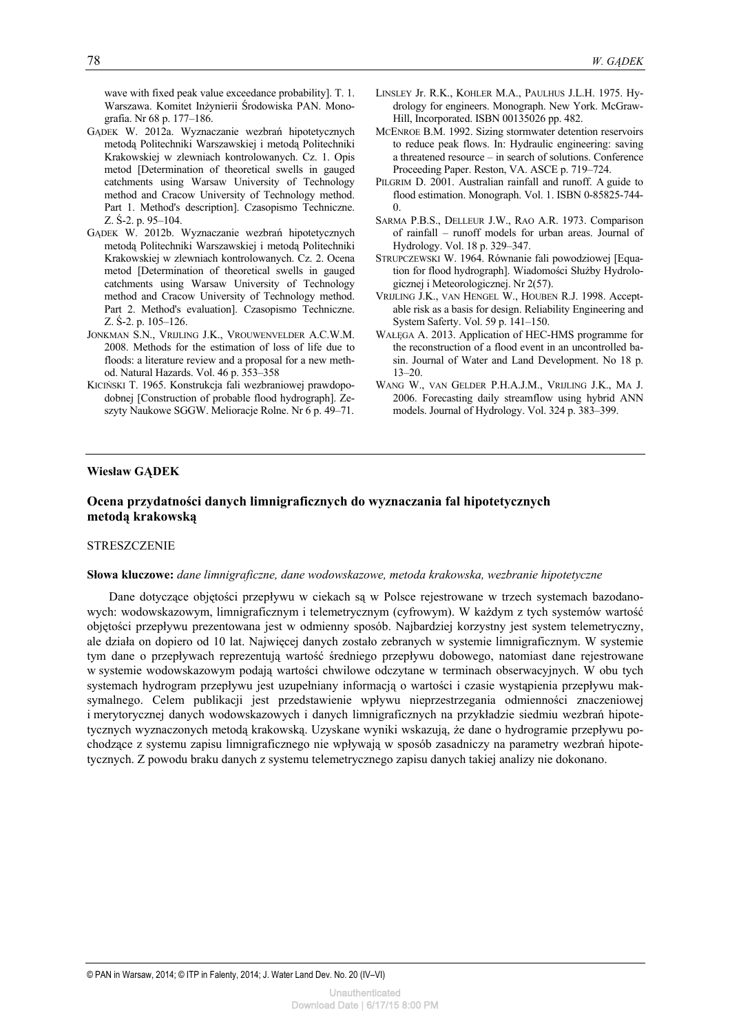wave with fixed peak value exceedance probability]. T. 1. Warszawa. Komitet Inżynierii Środowiska PAN. Monografia. Nr 68 p. 177–186.

GĄDEK W. 2012a. Wyznaczanie wezbrań hipotetycznych metodą Politechniki Warszawskiej i metodą Politechniki Krakowskiej w zlewniach kontrolowanych. Cz. 1. Opis metod [Determination of theoretical swells in gauged catchments using Warsaw University of Technology method and Cracow University of Technology method. Part 1. Method's description]. Czasopismo Techniczne. Z. Ś-2. p. 95–104.

GĄDEK W. 2012b. Wyznaczanie wezbrań hipotetycznych metodą Politechniki Warszawskiej i metodą Politechniki Krakowskiej w zlewniach kontrolowanych. Cz. 2. Ocena metod [Determination of theoretical swells in gauged catchments using Warsaw University of Technology method and Cracow University of Technology method. Part 2. Method's evaluation]. Czasopismo Techniczne. Z. Ś-2. p. 105–126.

JONKMAN S.N., VRIJLING J.K., VROUWENVELDER A.C.W.M. 2008. Methods for the estimation of loss of life due to floods: a literature review and a proposal for a new method. Natural Hazards. Vol. 46 p. 353–358

KICIŃSKI T. 1965. Konstrukcja fali wezbraniowej prawdopodobnej [Construction of probable flood hydrograph]. Zeszyty Naukowe SGGW. Melioracje Rolne. Nr 6 p. 49–71.

LINSLEY Jr. R.K., KOHLER M.A., PAULHUS J.L.H. 1975. Hydrology for engineers. Monograph. New York. McGraw-Hill, Incorporated. ISBN 00135026 pp. 482.

MCENROE B.M. 1992. Sizing stormwater detention reservoirs to reduce peak flows. In: Hydraulic engineering: saving a threatened resource – in search of solutions. Conference Proceeding Paper. Reston, VA. ASCE p. 719–724.

PILGRIM D. 2001. Australian rainfall and runoff. A guide to flood estimation. Monograph. Vol. 1. ISBN 0-85825-744-0.

SARMA P.B.S., DELLEUR J.W., RAO A.R. 1973. Comparison of rainfall – runoff models for urban areas. Journal of Hydrology. Vol. 18 p. 329–347.

STRUPCZEWSKI W. 1964. Równanie fali powodziowej [Equation for flood hydrograph]. Wiadomości Służby Hydrologicznej i Meteorologicznej. Nr 2(57).

VRIJLING J.K., VAN HENGEL W., HOUBEN R.J. 1998. Acceptable risk as a basis for design. Reliability Engineering and System Safterty. Vol. 59 p. 141–150.

WAŁĘGA A. 2013. Application of HEC-HMS programme for the reconstruction of a flood event in an uncontrolled basin. Journal of Water and Land Development. No 18 p. 13–20.

WANG W., VAN GELDER P.H.A.J.M., VRIJLING J.K., MA J. 2006. Forecasting daily streamflow using hybrid ANN models. Journal of Hydrology. Vol. 324 p. 383–399.

---

**Wiesław GĄDEK**

**Ocena przydatności danych limnigraficznych do wyznaczania fal hipotetycznych metodą krakowską**

STRESZCZENIE

**Słowa kluczowe:** *dane limnigraficzne, dane wodowskazowe, metoda krakowska, wezbranie hipotetyczne*

Dane dotyczące objętości przepływu w ciekach są w Polsce rejestrowane w trzech systemach bazodanowych: wodowskazowym, limnigraficznym i telemetrycznym (cyfrowym). W każdym z tych systemów wartość objętości przepływu prezentowana jest w odmienny sposób. Najbardziej korzystny jest system telemetryczny, ale działa on dopiero od 10 lat. Najwięcej danych zostało zebranych w systemie limnigraficznym. W systemie tym dane o przepływach reprezentują wartość średniego przepływu dobowego, natomiast dane rejestrowane w systemie wodowskazowym podają wartości chwilowe odczytane w terminach obserwacyjnych. W obu tych systemach hydrogram przepływu jest uzupełniany informacją o wartości i czasie wystąpienia przepływu maksymalnego. Celem publikacji jest przedstawienie wpływu nieprzestrzegania odmienności znaczeniowej i merytorycznej danych wodowskazowych i danych limnigraficznych na przykładzie siedmiu wezbrań hipotetycznych wyznaczonych metodą krakowską. Uzyskane wyniki wskazują, że dane o hydrogramie przepływu pochodzące z systemu zapisu limnigraficznego nie wpływają w sposób zasadniczy na parametry wezbrań hipotetycznych. Z powodu braku danych z systemu telemetrycznego zapisu danych takiej analizy nie dokonano.